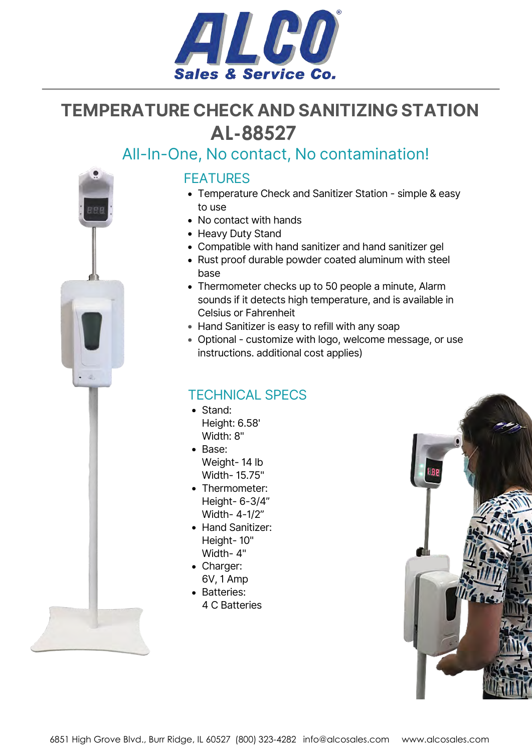# ALCO
Sales & Service Co.

# TEMPERATURE CHECK AND SANITIZING STATION AL-88527

## All-In-One, No contact, No contamination!

## FEATURES

- Temperature Check and Sanitizer Station - simple & easy to use
- No contact with hands
- Heavy Duty Stand
- Compatible with hand sanitizer and hand sanitizer gel
- Rust proof durable powder coated aluminum with steel base
- Thermometer checks up to 50 people a minute, Alarm sounds if it detects high temperature, and is available in Celsius or Fahrenheit
- Hand Sanitizer is easy to refill with any soap
- Optional - customize with logo, welcome message, or use instructions. additional cost applies)

## TECHNICAL SPECS

- Stand:
  Height: 6.58'
  Width: 8"
- Base:
  Weight- 14 lb
  Width- 15.75"
- Thermometer:
  Height- 6-3/4”
  Width- 4-1/2”
- Hand Sanitizer:
  Height- 10"
  Width- 4"
- Charger:
  6V, 1 Amp
- Batteries:
  4 C Batteries

6851 High Grove Blvd., Burr Ridge, IL 60527 (800) 323-4282 info@alcosales.com www.alcosales.com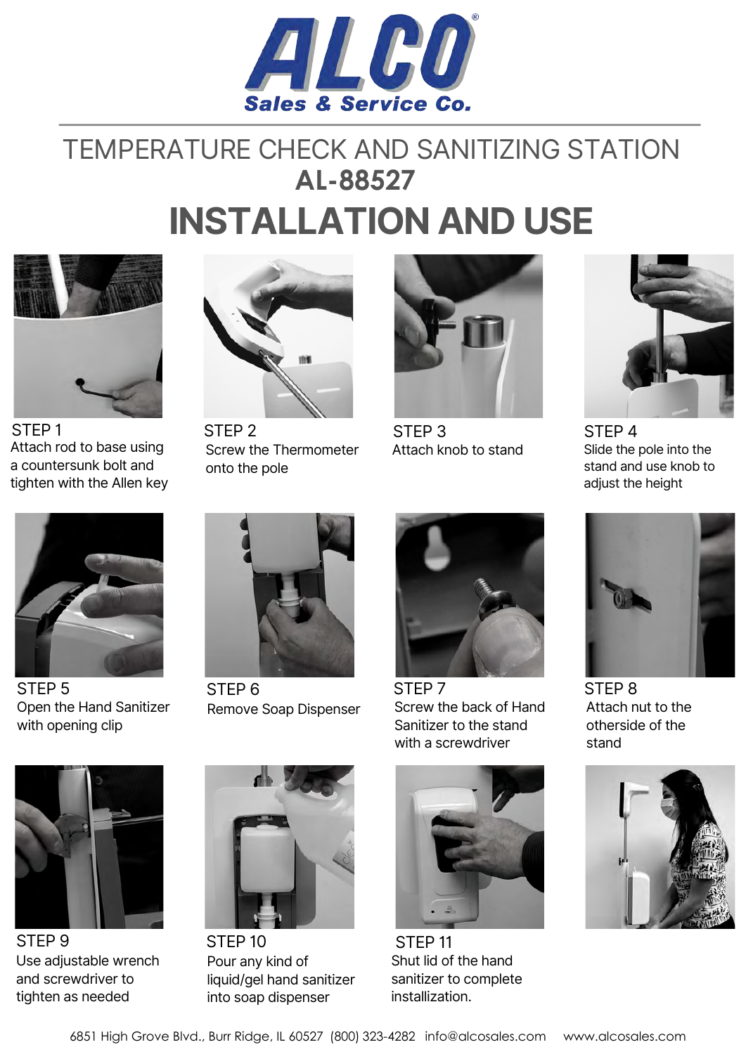# ALCO

**Sales & Service Co.**

## TEMPERATURE CHECK AND SANITIZING STATION

## AL-88527

# INSTALLATION AND USE

**STEP 1**
Attach rod to base using a countersunk bolt and tighten with the Allen key

**STEP 2**
Screw the Thermometer onto the pole

**STEP 3**
Attach knob to stand

**STEP 4**
Slide the pole into the stand and use knob to adjust the height

**STEP 5**
Open the Hand Sanitizer with opening clip

**STEP 6**
Remove Soap Dispenser

**STEP 7**
Screw the back of Hand Sanitizer to the stand with a screwdriver

**STEP 8**
Attach nut to the otherside of the stand

**STEP 9**
Use adjustable wrench and screwdriver to tighten as needed

**STEP 10**
Pour any kind of liquid/gel hand sanitizer into soap dispenser

**STEP 11**
Shut lid of the hand sanitizer to complete installization.

6851 High Grove Blvd., Burr Ridge, IL 60527 (800) 323-4282 info@alcosales.com www.alcosales.com